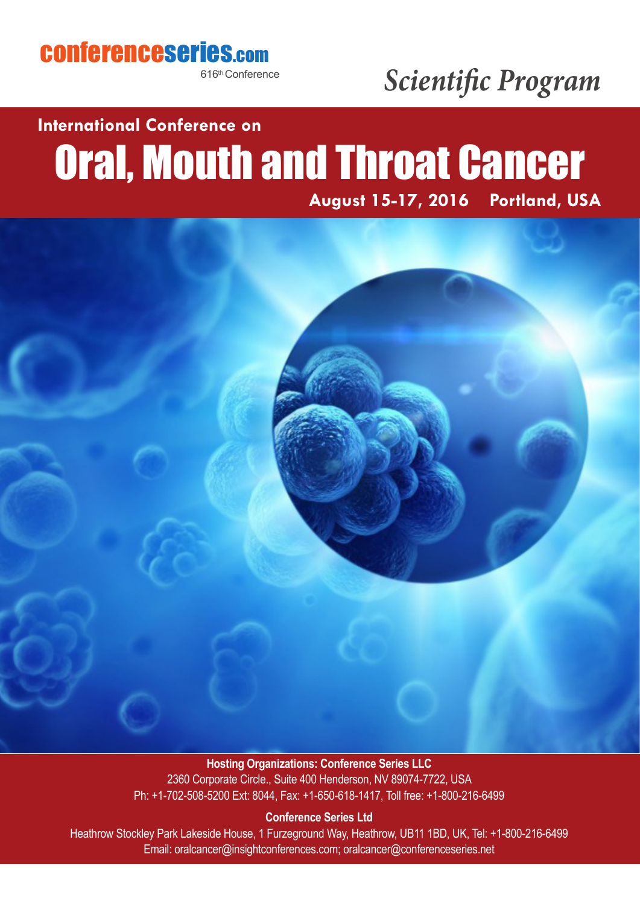conferenceseries.com

616th Conference

*Scientific Program*

**International Conference on**

# Oral, Mouth and Throat Cancer

**August 15-17, 2016 Portland, USA**

**Hosting Organizations: Conference Series LLC**

2360 Corporate Circle., Suite 400 Henderson, NV 89074-7722, USA

Ph: +1-702-508-5200 Ext: 8044, Fax: +1-650-618-1417, Toll free: +1-800-216-6499

**Conference Series Ltd**

Heathrow Stockley Park Lakeside House, 1 Furzeground Way, Heathrow, UB11 1BD, UK, Tel: +1-800-216-6499

Email: oralcancer@insightconferences.com; oralcancer@conferenceseries.net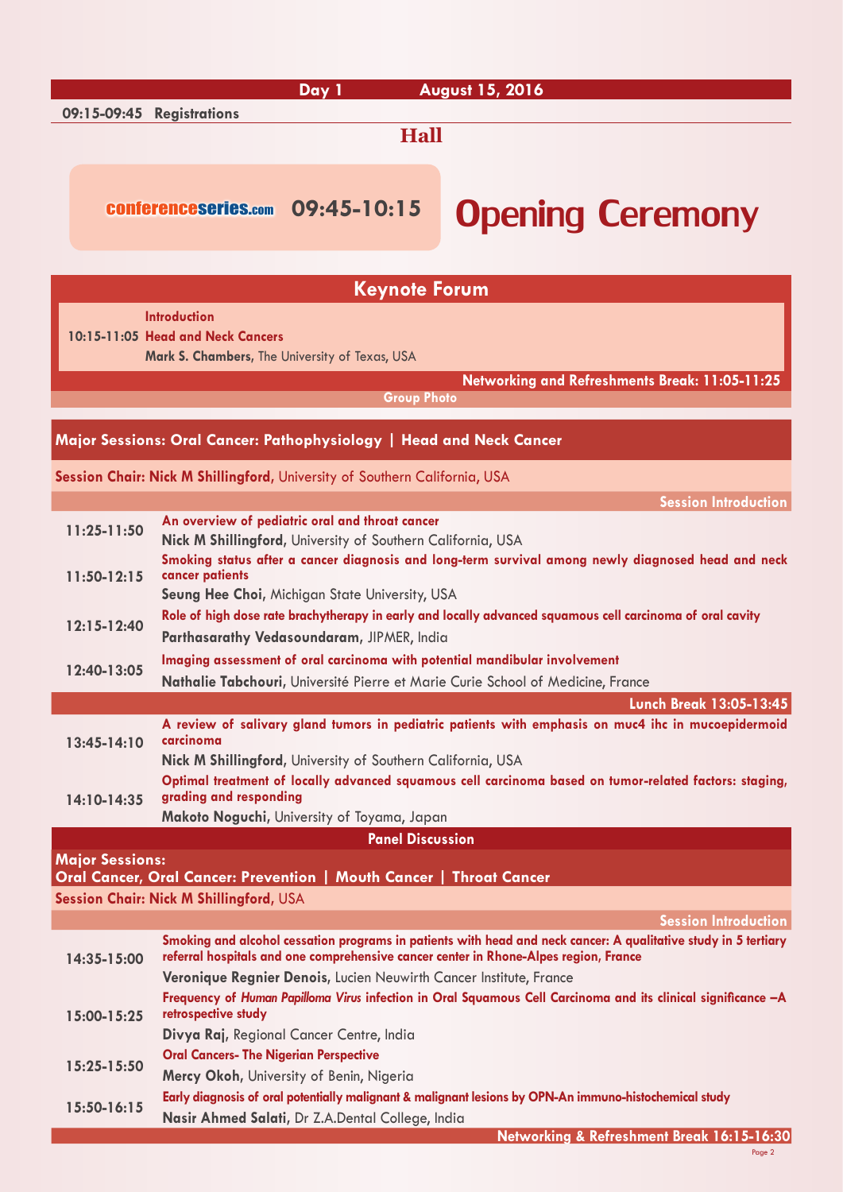## Day 1 August 15, 2016

**09:15-09:45 Registrations**

## Hall

**conferenceseries.com 09:45-10:15 Opening Ceremony**

## Keynote Forum

**Introduction**

**10:15-11:05 Head and Neck Cancers**

**Mark S. Chambers**, The University of Texas, USA

**Networking and Refreshments Break: 11:05-11:25**

**Group Photo**

### Major Sessions: Oral Cancer: Pathophysiology | Head and Neck Cancer

**Session Chair: Nick M Shillingford**, University of Southern California, USA

**Session Introduction**

| Time | Presentation |
|---|---|
| 11:25-11:50 | **An overview of pediatric oral and throat cancer**<br>**Nick M Shillingford**, University of Southern California, USA |
| 11:50-12:15 | **Smoking status after a cancer diagnosis and long-term survival among newly diagnosed head and neck cancer patients**<br>**Seung Hee Choi**, Michigan State University, USA |
| 12:15-12:40 | **Role of high dose rate brachytherapy in early and locally advanced squamous cell carcinoma of oral cavity**<br>**Parthasarathy Vedasoundaram**, JIPMER, India |
| 12:40-13:05 | **Imaging assessment of oral carcinoma with potential mandibular involvement**<br>**Nathalie Tabchouri**, Université Pierre et Marie Curie School of Medicine, France |

**Lunch Break 13:05-13:45**

| Time | Presentation |
|---|---|
| 13:45-14:10 | **A review of salivary gland tumors in pediatric patients with emphasis on muc4 ihc in mucoepidermoid carcinoma**<br>**Nick M Shillingford**, University of Southern California, USA |
| 14:10-14:35 | **Optimal treatment of locally advanced squamous cell carcinoma based on tumor-related factors: staging, grading and responding**<br>**Makoto Noguchi**, University of Toyama, Japan |

**Panel Discussion**

### Major Sessions: Oral Cancer, Oral Cancer: Prevention | Mouth Cancer | Throat Cancer

**Session Chair: Nick M Shillingford**, USA

**Session Introduction**

| Time | Presentation |
|---|---|
| 14:35-15:00 | **Smoking and alcohol cessation programs in patients with head and neck cancer: A qualitative study in 5 tertiary referral hospitals and one comprehensive cancer center in Rhone-Alpes region, France**<br>**Veronique Regnier Denois**, Lucien Neuwirth Cancer Institute, France |
| 15:00-15:25 | **Frequency of *Human Papilloma Virus* infection in Oral Squamous Cell Carcinoma and its clinical significance –A retrospective study**<br>**Divya Raj**, Regional Cancer Centre, India |
| 15:25-15:50 | **Oral Cancers- The Nigerian Perspective**<br>**Mercy Okoh**, University of Benin, Nigeria |
| 15:50-16:15 | **Early diagnosis of oral potentially malignant & malignant lesions by OPN-An immuno-histochemical study**<br>**Nasir Ahmed Salati**, Dr Z.A.Dental College, India |

**Networking & Refreshment Break 16:15-16:30**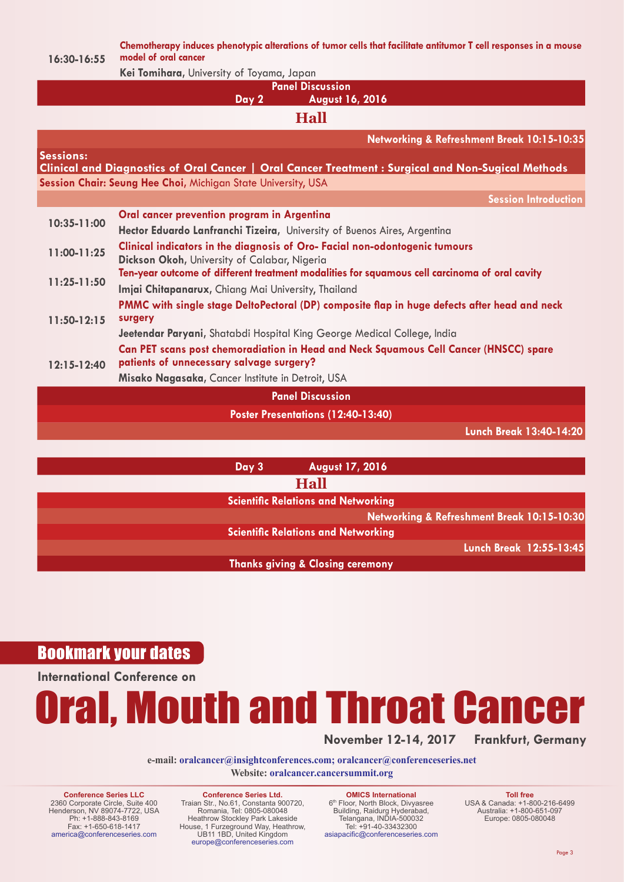**16:30-16:55** **Chemotherapy induces phenotypic alterations of tumor cells that facilitate antitumor T cell responses in a mouse model of oral cancer**

**Kei Tomihara,** University of Toyama, Japan

**Panel Discussion**

## Day 2 August 16, 2016

## Hall

**Networking & Refreshment Break 10:15-10:35**

**Sessions:**

**Clinical and Diagnostics of Oral Cancer | Oral Cancer Treatment : Surgical and Non-Sugical Methods**

**Session Chair: Seung Hee Choi,** Michigan State University, USA

**Session Introduction**

**10:35-11:00** **Oral cancer prevention program in Argentina**
**Hector Eduardo Lanfranchi Tizeira,** University of Buenos Aires, Argentina

**11:00-11:25** **Clinical indicators in the diagnosis of Oro- Facial non-odontogenic tumours**
**Dickson Okoh,** University of Calabar, Nigeria

**11:25-11:50** **Ten-year outcome of different treatment modalities for squamous cell carcinoma of oral cavity**
**Imjai Chitapanarux,** Chiang Mai University, Thailand

**11:50-12:15** **PMMC with single stage DeltoPectoral (DP) composite flap in huge defects after head and neck surgery**
**Jeetendar Paryani,** Shatabdi Hospital King George Medical College, India

**12:15-12:40** **Can PET scans post chemoradiation in Head and Neck Squamous Cell Cancer (HNSCC) spare patients of unnecessary salvage surgery?**
**Misako Nagasaka,** Cancer Institute in Detroit, USA

**Panel Discussion**

**Poster Presentations (12:40-13:40)**

**Lunch Break 13:40-14:20**

## Day 3 August 17, 2016

## Hall

**Scientific Relations and Networking**

**Networking & Refreshment Break 10:15-10:30**

**Scientific Relations and Networking**

**Lunch Break 12:55-13:45**

**Thanks giving & Closing ceremony**

## Bookmark your dates

**International Conference on**

# Oral, Mouth and Throat Cancer

**November 12-14, 2017 Frankfurt, Germany**

**e-mail:** oralcancer@insightconferences.com; oralcancer@conferenceseries.net
**Website:** oralcancer.cancersummit.org

**Conference Series LLC**
2360 Corporate Circle, Suite 400
Henderson, NV 89074-7722, USA
Ph: +1-888-843-8169
Fax: +1-650-618-1417
america@conferenceseries.com

**Conference Series Ltd.**
Traian Str., No.61, Constanta 900720, Romania, Tel: 0805-080048
Heathrow Stockley Park Lakeside House, 1 Furzeground Way, Heathrow, UB11 1BD, United Kingdom
europe@conferenceseries.com

**OMICS International**
6th Floor, North Block, Divyasree Building, Raidurg Hyderabad, Telangana, INDIA-500032
Tel: +91-40-33432300
asiapacific@conferenceseries.com

**Toll free**
USA & Canada: +1-800-216-6499
Australia: +1-800-651-097
Europe: 0805-080048